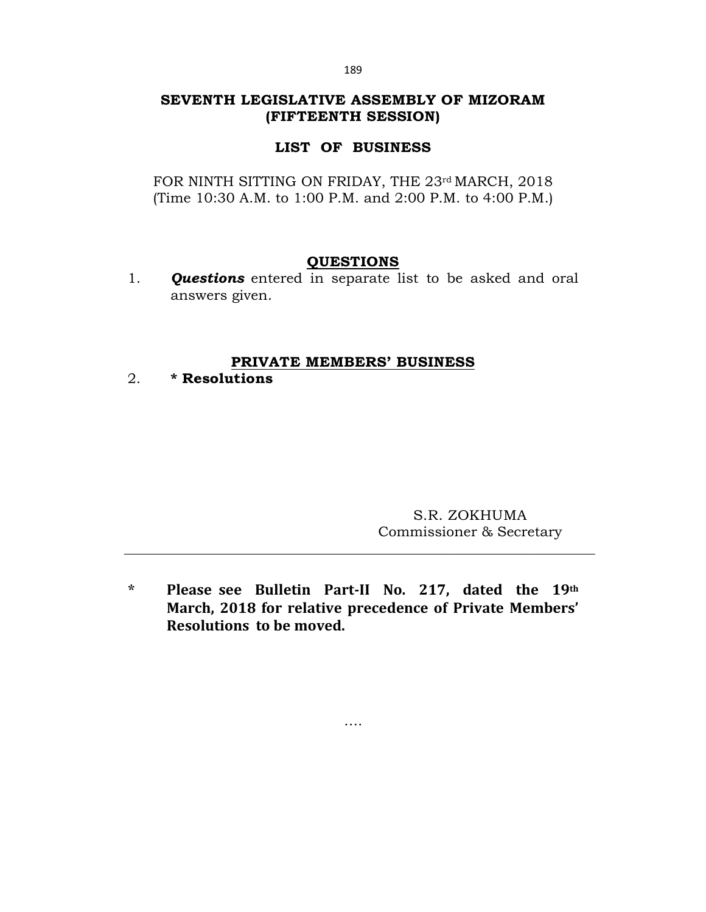# SEVENTH LEGISLATIVE ASSEMBLY OF MIZORAM
# (FIFTEENTH SESSION)

## LIST OF BUSINESS

FOR NINTH SITTING ON FRIDAY, THE 23rd MARCH, 2018
(Time 10:30 A.M. to 1:00 P.M. and 2:00 P.M. to 4:00 P.M.)

### QUESTIONS

1. ***Questions*** entered in separate list to be asked and oral answers given.

### PRIVATE MEMBERS' BUSINESS

2. **\* Resolutions**

S.R. ZOKHUMA
Commissioner & Secretary

---

**\* Please see Bulletin Part-II No. 217, dated the 19th March, 2018 for relative precedence of Private Members' Resolutions to be moved.**

....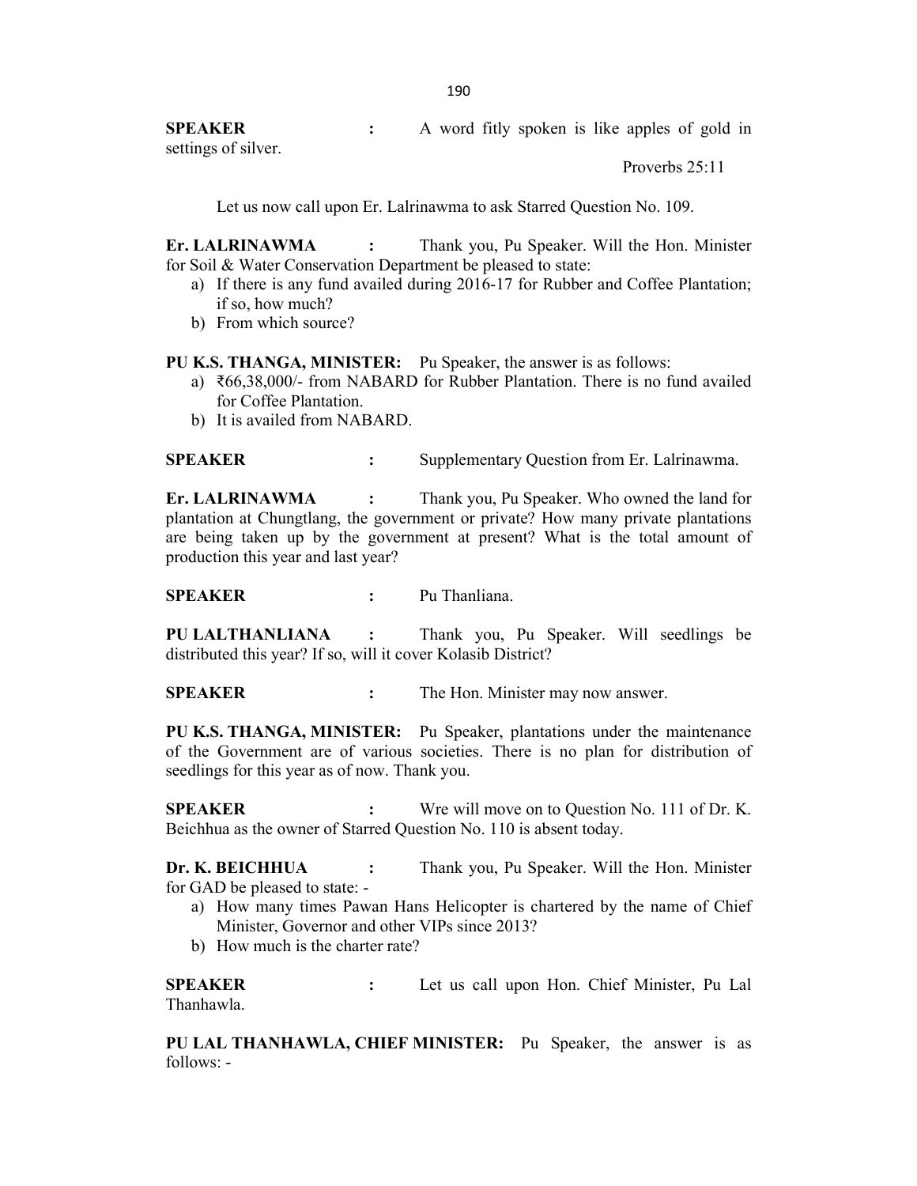**SPEAKER** : A word fitly spoken is like apples of gold in settings of silver.

Proverbs 25:11

Let us now call upon Er. Lalrinawma to ask Starred Question No. 109.

**Er. LALRINAWMA** : Thank you, Pu Speaker. Will the Hon. Minister for Soil & Water Conservation Department be pleased to state:

a) If there is any fund availed during 2016-17 for Rubber and Coffee Plantation; if so, how much?
b) From which source?

**PU K.S. THANGA, MINISTER:** Pu Speaker, the answer is as follows:

a) ₹66,38,000/- from NABARD for Rubber Plantation. There is no fund availed for Coffee Plantation.
b) It is availed from NABARD.

**SPEAKER** : Supplementary Question from Er. Lalrinawma.

**Er. LALRINAWMA** : Thank you, Pu Speaker. Who owned the land for plantation at Chungtlang, the government or private? How many private plantations are being taken up by the government at present? What is the total amount of production this year and last year?

**SPEAKER** : Pu Thanliana.

**PU LALTHANLIANA** : Thank you, Pu Speaker. Will seedlings be distributed this year? If so, will it cover Kolasib District?

**SPEAKER** : The Hon. Minister may now answer.

**PU K.S. THANGA, MINISTER:** Pu Speaker, plantations under the maintenance of the Government are of various societies. There is no plan for distribution of seedlings for this year as of now. Thank you.

**SPEAKER** : Wre will move on to Question No. 111 of Dr. K. Beichhua as the owner of Starred Question No. 110 is absent today.

**Dr. K. BEICHHUA** : Thank you, Pu Speaker. Will the Hon. Minister for GAD be pleased to state: -

a) How many times Pawan Hans Helicopter is chartered by the name of Chief Minister, Governor and other VIPs since 2013?
b) How much is the charter rate?

**SPEAKER** : Let us call upon Hon. Chief Minister, Pu Lal Thanhawla.

**PU LAL THANHAWLA, CHIEF MINISTER:** Pu Speaker, the answer is as follows: -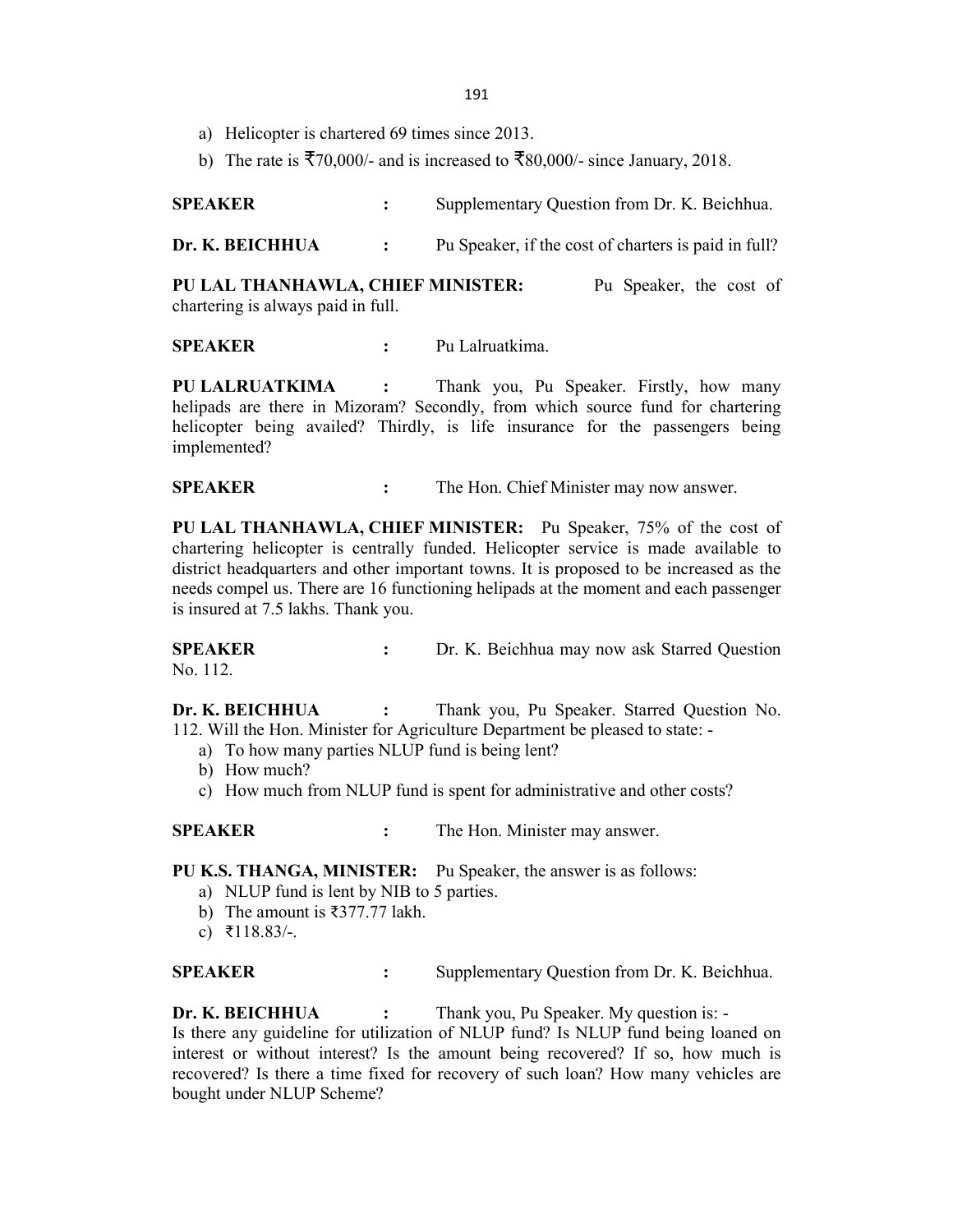a) Helicopter is chartered 69 times since 2013.
b) The rate is ₹70,000/- and is increased to ₹80,000/- since January, 2018.

**SPEAKER** : Supplementary Question from Dr. K. Beichhua.

**Dr. K. BEICHHUA** : Pu Speaker, if the cost of charters is paid in full?

**PU LAL THANHAWLA, CHIEF MINISTER:** Pu Speaker, the cost of chartering is always paid in full.

**SPEAKER** : Pu Lalruatkima.

**PU LALRUATKIMA** : Thank you, Pu Speaker. Firstly, how many helipads are there in Mizoram? Secondly, from which source fund for chartering helicopter being availed? Thirdly, is life insurance for the passengers being implemented?

**SPEAKER** : The Hon. Chief Minister may now answer.

**PU LAL THANHAWLA, CHIEF MINISTER:** Pu Speaker, 75% of the cost of chartering helicopter is centrally funded. Helicopter service is made available to district headquarters and other important towns. It is proposed to be increased as the needs compel us. There are 16 functioning helipads at the moment and each passenger is insured at 7.5 lakhs. Thank you.

**SPEAKER** : Dr. K. Beichhua may now ask Starred Question No. 112.

**Dr. K. BEICHHUA** : Thank you, Pu Speaker. Starred Question No. 112. Will the Hon. Minister for Agriculture Department be pleased to state: -

a) To how many parties NLUP fund is being lent?
b) How much?
c) How much from NLUP fund is spent for administrative and other costs?

**SPEAKER** : The Hon. Minister may answer.

**PU K.S. THANGA, MINISTER:** Pu Speaker, the answer is as follows:

a) NLUP fund is lent by NIB to 5 parties.
b) The amount is ₹377.77 lakh.
c) ₹118.83/-.

**SPEAKER** : Supplementary Question from Dr. K. Beichhua.

**Dr. K. BEICHHUA** : Thank you, Pu Speaker. My question is: -
Is there any guideline for utilization of NLUP fund? Is NLUP fund being loaned on interest or without interest? Is the amount being recovered? If so, how much is recovered? Is there a time fixed for recovery of such loan? How many vehicles are bought under NLUP Scheme?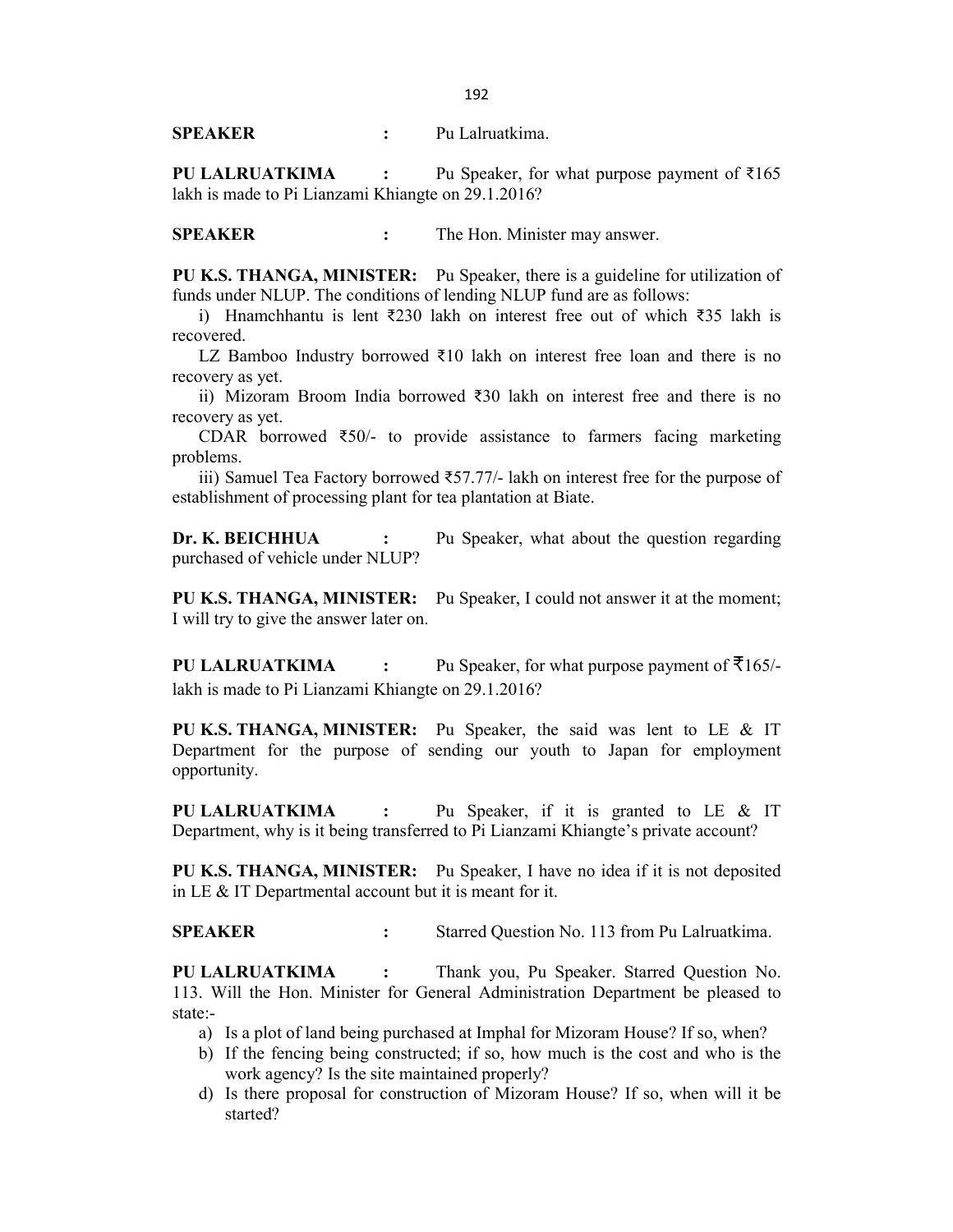**SPEAKER** : Pu Lalruatkima.

**PU LALRUATKIMA** : Pu Speaker, for what purpose payment of ₹165 lakh is made to Pi Lianzami Khiangte on 29.1.2016?

**SPEAKER** : The Hon. Minister may answer.

**PU K.S. THANGA, MINISTER:** Pu Speaker, there is a guideline for utilization of funds under NLUP. The conditions of lending NLUP fund are as follows:

i) Hnamchhantu is lent ₹230 lakh on interest free out of which ₹35 lakh is recovered.

LZ Bamboo Industry borrowed ₹10 lakh on interest free loan and there is no recovery as yet.

ii) Mizoram Broom India borrowed ₹30 lakh on interest free and there is no recovery as yet.

CDAR borrowed ₹50/- to provide assistance to farmers facing marketing problems.

iii) Samuel Tea Factory borrowed ₹57.77/- lakh on interest free for the purpose of establishment of processing plant for tea plantation at Biate.

**Dr. K. BEICHHUA** : Pu Speaker, what about the question regarding purchased of vehicle under NLUP?

**PU K.S. THANGA, MINISTER:** Pu Speaker, I could not answer it at the moment; I will try to give the answer later on.

**PU LALRUATKIMA** : Pu Speaker, for what purpose payment of ₹165/- lakh is made to Pi Lianzami Khiangte on 29.1.2016?

**PU K.S. THANGA, MINISTER:** Pu Speaker, the said was lent to LE & IT Department for the purpose of sending our youth to Japan for employment opportunity.

**PU LALRUATKIMA** : Pu Speaker, if it is granted to LE & IT Department, why is it being transferred to Pi Lianzami Khiangte's private account?

**PU K.S. THANGA, MINISTER:** Pu Speaker, I have no idea if it is not deposited in LE & IT Departmental account but it is meant for it.

**SPEAKER** : Starred Question No. 113 from Pu Lalruatkima.

**PU LALRUATKIMA** : Thank you, Pu Speaker. Starred Question No. 113. Will the Hon. Minister for General Administration Department be pleased to state:-

a) Is a plot of land being purchased at Imphal for Mizoram House? If so, when?
b) If the fencing being constructed; if so, how much is the cost and who is the work agency? Is the site maintained properly?
d) Is there proposal for construction of Mizoram House? If so, when will it be started?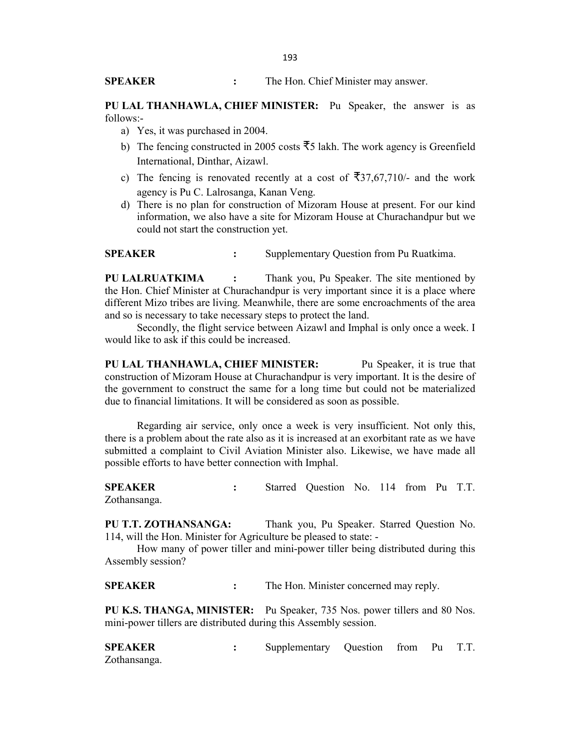**SPEAKER** : The Hon. Chief Minister may answer.

**PU LAL THANHAWLA, CHIEF MINISTER:** Pu Speaker, the answer is as follows:-

a) Yes, it was purchased in 2004.
b) The fencing constructed in 2005 costs ₹5 lakh. The work agency is Greenfield International, Dinthar, Aizawl.
c) The fencing is renovated recently at a cost of ₹37,67,710/- and the work agency is Pu C. Lalrosanga, Kanan Veng.
d) There is no plan for construction of Mizoram House at present. For our kind information, we also have a site for Mizoram House at Churachandpur but we could not start the construction yet.

**SPEAKER** : Supplementary Question from Pu Ruatkima.

**PU LALRUATKIMA** : Thank you, Pu Speaker. The site mentioned by the Hon. Chief Minister at Churachandpur is very important since it is a place where different Mizo tribes are living. Meanwhile, there are some encroachments of the area and so is necessary to take necessary steps to protect the land.

Secondly, the flight service between Aizawl and Imphal is only once a week. I would like to ask if this could be increased.

**PU LAL THANHAWLA, CHIEF MINISTER:** Pu Speaker, it is true that construction of Mizoram House at Churachandpur is very important. It is the desire of the government to construct the same for a long time but could not be materialized due to financial limitations. It will be considered as soon as possible.

Regarding air service, only once a week is very insufficient. Not only this, there is a problem about the rate also as it is increased at an exorbitant rate as we have submitted a complaint to Civil Aviation Minister also. Likewise, we have made all possible efforts to have better connection with Imphal.

**SPEAKER** : Starred Question No. 114 from Pu T.T. Zothansanga.

**PU T.T. ZOTHANSANGA:** Thank you, Pu Speaker. Starred Question No. 114, will the Hon. Minister for Agriculture be pleased to state: -

How many of power tiller and mini-power tiller being distributed during this Assembly session?

**SPEAKER** : The Hon. Minister concerned may reply.

**PU K.S. THANGA, MINISTER:** Pu Speaker, 735 Nos. power tillers and 80 Nos. mini-power tillers are distributed during this Assembly session.

**SPEAKER** : Supplementary Question from Pu T.T. Zothansanga.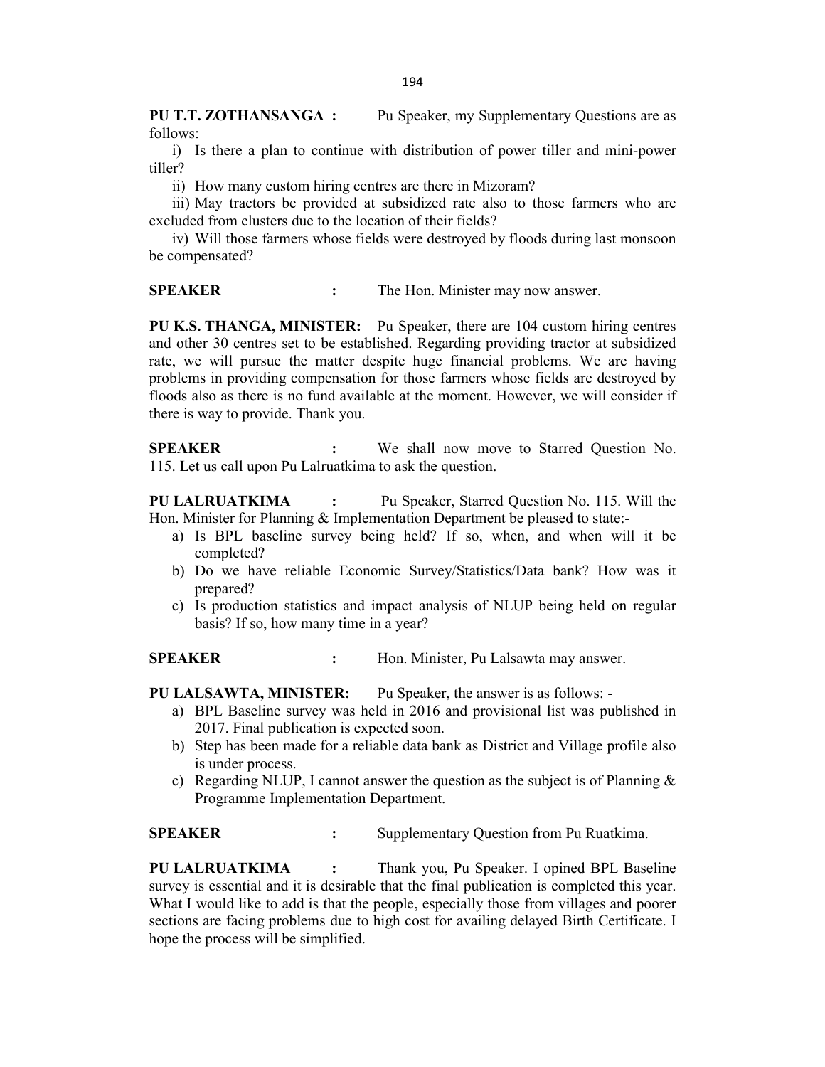**PU T.T. ZOTHANSANGA :** Pu Speaker, my Supplementary Questions are as follows:

i) Is there a plan to continue with distribution of power tiller and mini-power tiller?

ii) How many custom hiring centres are there in Mizoram?

iii) May tractors be provided at subsidized rate also to those farmers who are excluded from clusters due to the location of their fields?

iv) Will those farmers whose fields were destroyed by floods during last monsoon be compensated?

**SPEAKER :** The Hon. Minister may now answer.

**PU K.S. THANGA, MINISTER:** Pu Speaker, there are 104 custom hiring centres and other 30 centres set to be established. Regarding providing tractor at subsidized rate, we will pursue the matter despite huge financial problems. We are having problems in providing compensation for those farmers whose fields are destroyed by floods also as there is no fund available at the moment. However, we will consider if there is way to provide. Thank you.

**SPEAKER :** We shall now move to Starred Question No. 115. Let us call upon Pu Lalruatkima to ask the question.

**PU LALRUATKIMA :** Pu Speaker, Starred Question No. 115. Will the Hon. Minister for Planning & Implementation Department be pleased to state:-

a) Is BPL baseline survey being held? If so, when, and when will it be completed?
b) Do we have reliable Economic Survey/Statistics/Data bank? How was it prepared?
c) Is production statistics and impact analysis of NLUP being held on regular basis? If so, how many time in a year?

**SPEAKER :** Hon. Minister, Pu Lalsawta may answer.

**PU LALSAWTA, MINISTER:** Pu Speaker, the answer is as follows: -

a) BPL Baseline survey was held in 2016 and provisional list was published in 2017. Final publication is expected soon.
b) Step has been made for a reliable data bank as District and Village profile also is under process.
c) Regarding NLUP, I cannot answer the question as the subject is of Planning & Programme Implementation Department.

**SPEAKER :** Supplementary Question from Pu Ruatkima.

**PU LALRUATKIMA :** Thank you, Pu Speaker. I opined BPL Baseline survey is essential and it is desirable that the final publication is completed this year. What I would like to add is that the people, especially those from villages and poorer sections are facing problems due to high cost for availing delayed Birth Certificate. I hope the process will be simplified.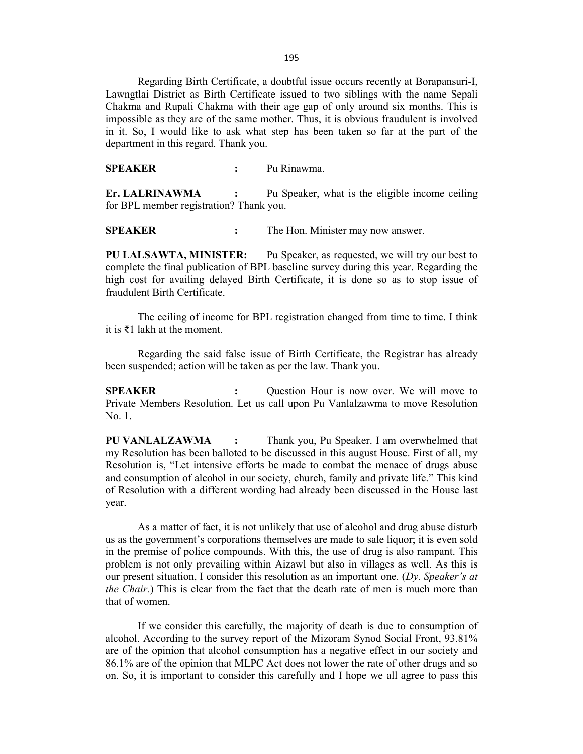Regarding Birth Certificate, a doubtful issue occurs recently at Borapansuri-I, Lawngtlai District as Birth Certificate issued to two siblings with the name Sepali Chakma and Rupali Chakma with their age gap of only around six months. This is impossible as they are of the same mother. Thus, it is obvious fraudulent is involved in it. So, I would like to ask what step has been taken so far at the part of the department in this regard. Thank you.

**SPEAKER** : Pu Rinawma.

**Er. LALRINAWMA** : Pu Speaker, what is the eligible income ceiling for BPL member registration? Thank you.

**SPEAKER** : The Hon. Minister may now answer.

**PU LALSAWTA, MINISTER:** Pu Speaker, as requested, we will try our best to complete the final publication of BPL baseline survey during this year. Regarding the high cost for availing delayed Birth Certificate, it is done so as to stop issue of fraudulent Birth Certificate.

The ceiling of income for BPL registration changed from time to time. I think it is ₹1 lakh at the moment.

Regarding the said false issue of Birth Certificate, the Registrar has already been suspended; action will be taken as per the law. Thank you.

**SPEAKER** : Question Hour is now over. We will move to Private Members Resolution. Let us call upon Pu Vanlalzawma to move Resolution No. 1.

**PU VANLALZAWMA** : Thank you, Pu Speaker. I am overwhelmed that my Resolution has been balloted to be discussed in this august House. First of all, my Resolution is, "Let intensive efforts be made to combat the menace of drugs abuse and consumption of alcohol in our society, church, family and private life." This kind of Resolution with a different wording had already been discussed in the House last year.

As a matter of fact, it is not unlikely that use of alcohol and drug abuse disturb us as the government's corporations themselves are made to sale liquor; it is even sold in the premise of police compounds. With this, the use of drug is also rampant. This problem is not only prevailing within Aizawl but also in villages as well. As this is our present situation, I consider this resolution as an important one. (*Dy. Speaker's at the Chair.*) This is clear from the fact that the death rate of men is much more than that of women.

If we consider this carefully, the majority of death is due to consumption of alcohol. According to the survey report of the Mizoram Synod Social Front, 93.81% are of the opinion that alcohol consumption has a negative effect in our society and 86.1% are of the opinion that MLPC Act does not lower the rate of other drugs and so on. So, it is important to consider this carefully and I hope we all agree to pass this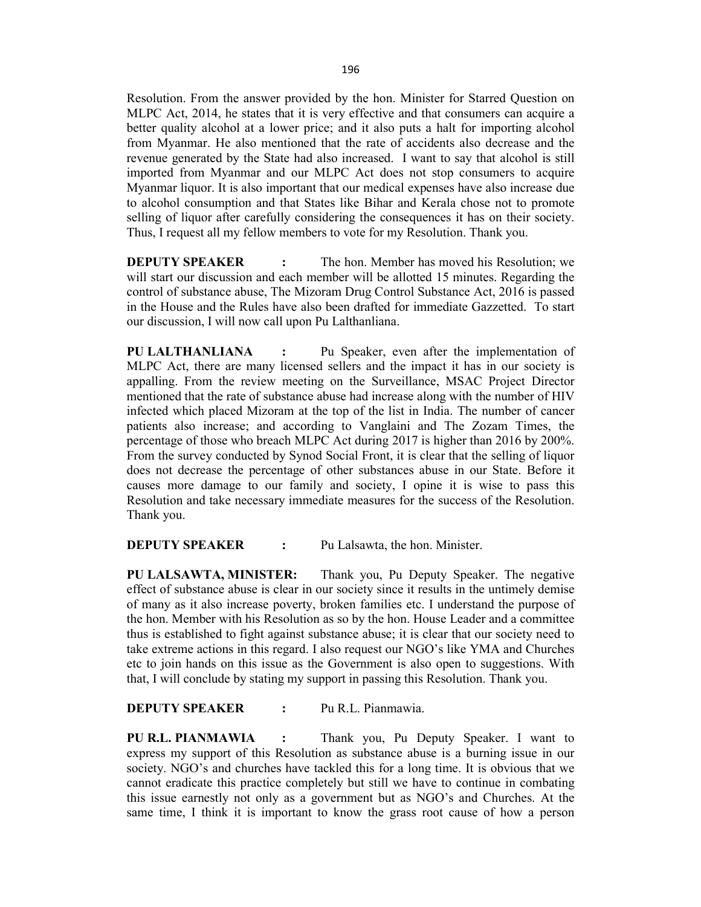Resolution. From the answer provided by the hon. Minister for Starred Question on MLPC Act, 2014, he states that it is very effective and that consumers can acquire a better quality alcohol at a lower price; and it also puts a halt for importing alcohol from Myanmar. He also mentioned that the rate of accidents also decrease and the revenue generated by the State had also increased. I want to say that alcohol is still imported from Myanmar and our MLPC Act does not stop consumers to acquire Myanmar liquor. It is also important that our medical expenses have also increase due to alcohol consumption and that States like Bihar and Kerala chose not to promote selling of liquor after carefully considering the consequences it has on their society. Thus, I request all my fellow members to vote for my Resolution. Thank you.

**DEPUTY SPEAKER :** The hon. Member has moved his Resolution; we will start our discussion and each member will be allotted 15 minutes. Regarding the control of substance abuse, The Mizoram Drug Control Substance Act, 2016 is passed in the House and the Rules have also been drafted for immediate Gazzetted. To start our discussion, I will now call upon Pu Lalthanliana.

**PU LALTHANLIANA :** Pu Speaker, even after the implementation of MLPC Act, there are many licensed sellers and the impact it has in our society is appalling. From the review meeting on the Surveillance, MSAC Project Director mentioned that the rate of substance abuse had increase along with the number of HIV infected which placed Mizoram at the top of the list in India. The number of cancer patients also increase; and according to Vanglaini and The Zozam Times, the percentage of those who breach MLPC Act during 2017 is higher than 2016 by 200%. From the survey conducted by Synod Social Front, it is clear that the selling of liquor does not decrease the percentage of other substances abuse in our State. Before it causes more damage to our family and society, I opine it is wise to pass this Resolution and take necessary immediate measures for the success of the Resolution. Thank you.

**DEPUTY SPEAKER :** Pu Lalsawta, the hon. Minister.

**PU LALSAWTA, MINISTER:** Thank you, Pu Deputy Speaker. The negative effect of substance abuse is clear in our society since it results in the untimely demise of many as it also increase poverty, broken families etc. I understand the purpose of the hon. Member with his Resolution as so by the hon. House Leader and a committee thus is established to fight against substance abuse; it is clear that our society need to take extreme actions in this regard. I also request our NGO's like YMA and Churches etc to join hands on this issue as the Government is also open to suggestions. With that, I will conclude by stating my support in passing this Resolution. Thank you.

**DEPUTY SPEAKER :** Pu R.L. Pianmawia.

**PU R.L. PIANMAWIA :** Thank you, Pu Deputy Speaker. I want to express my support of this Resolution as substance abuse is a burning issue in our society. NGO's and churches have tackled this for a long time. It is obvious that we cannot eradicate this practice completely but still we have to continue in combating this issue earnestly not only as a government but as NGO's and Churches. At the same time, I think it is important to know the grass root cause of how a person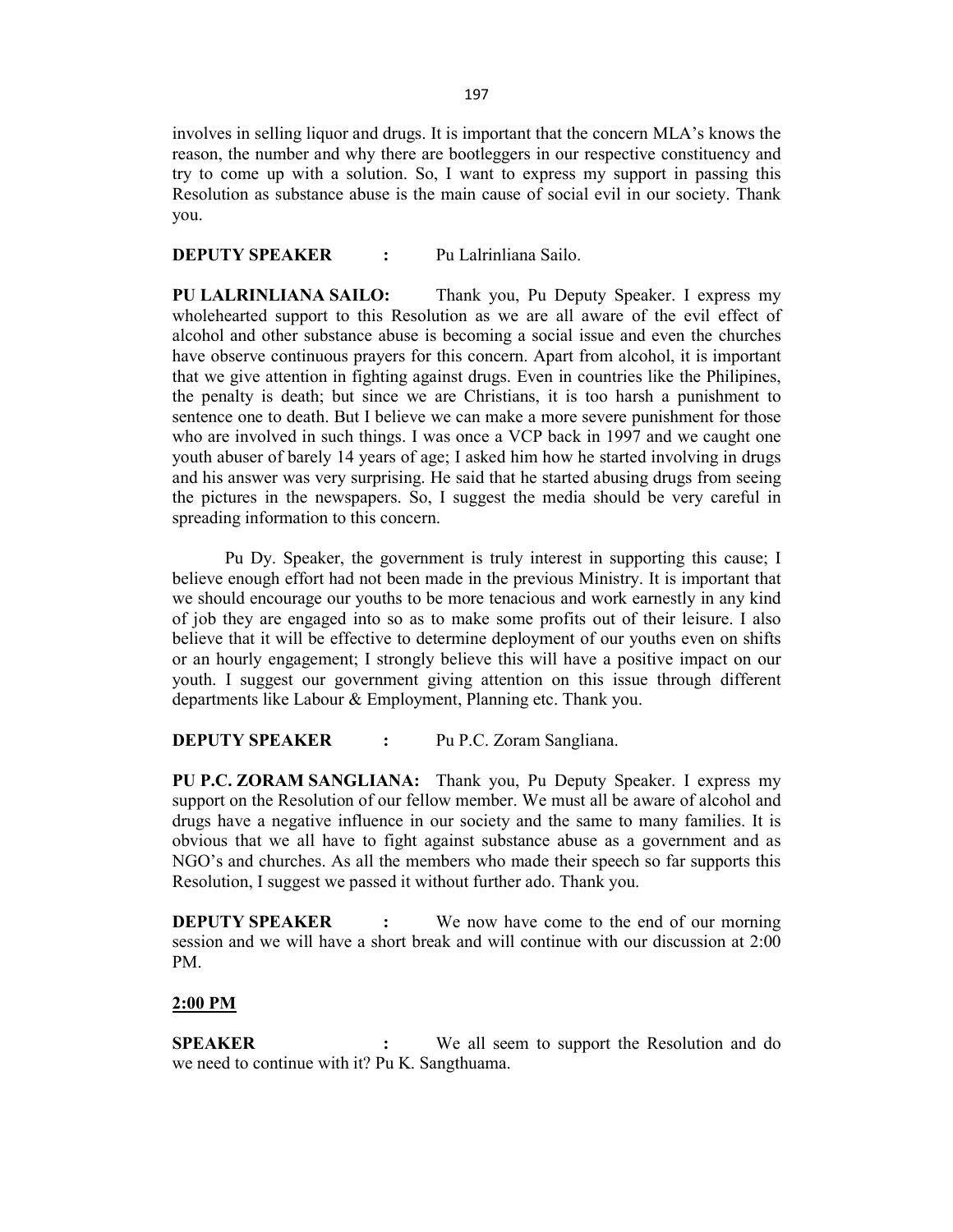involves in selling liquor and drugs. It is important that the concern MLA's knows the reason, the number and why there are bootleggers in our respective constituency and try to come up with a solution. So, I want to express my support in passing this Resolution as substance abuse is the main cause of social evil in our society. Thank you.

**DEPUTY SPEAKER :** Pu Lalrinliana Sailo.

**PU LALRINLIANA SAILO:** Thank you, Pu Deputy Speaker. I express my wholehearted support to this Resolution as we are all aware of the evil effect of alcohol and other substance abuse is becoming a social issue and even the churches have observe continuous prayers for this concern. Apart from alcohol, it is important that we give attention in fighting against drugs. Even in countries like the Philipines, the penalty is death; but since we are Christians, it is too harsh a punishment to sentence one to death. But I believe we can make a more severe punishment for those who are involved in such things. I was once a VCP back in 1997 and we caught one youth abuser of barely 14 years of age; I asked him how he started involving in drugs and his answer was very surprising. He said that he started abusing drugs from seeing the pictures in the newspapers. So, I suggest the media should be very careful in spreading information to this concern.

Pu Dy. Speaker, the government is truly interest in supporting this cause; I believe enough effort had not been made in the previous Ministry. It is important that we should encourage our youths to be more tenacious and work earnestly in any kind of job they are engaged into so as to make some profits out of their leisure. I also believe that it will be effective to determine deployment of our youths even on shifts or an hourly engagement; I strongly believe this will have a positive impact on our youth. I suggest our government giving attention on this issue through different departments like Labour & Employment, Planning etc. Thank you.

**DEPUTY SPEAKER :** Pu P.C. Zoram Sangliana.

**PU P.C. ZORAM SANGLIANA:** Thank you, Pu Deputy Speaker. I express my support on the Resolution of our fellow member. We must all be aware of alcohol and drugs have a negative influence in our society and the same to many families. It is obvious that we all have to fight against substance abuse as a government and as NGO's and churches. As all the members who made their speech so far supports this Resolution, I suggest we passed it without further ado. Thank you.

**DEPUTY SPEAKER :** We now have come to the end of our morning session and we will have a short break and will continue with our discussion at 2:00 PM.

**2:00 PM**

**SPEAKER :** We all seem to support the Resolution and do we need to continue with it? Pu K. Sangthuama.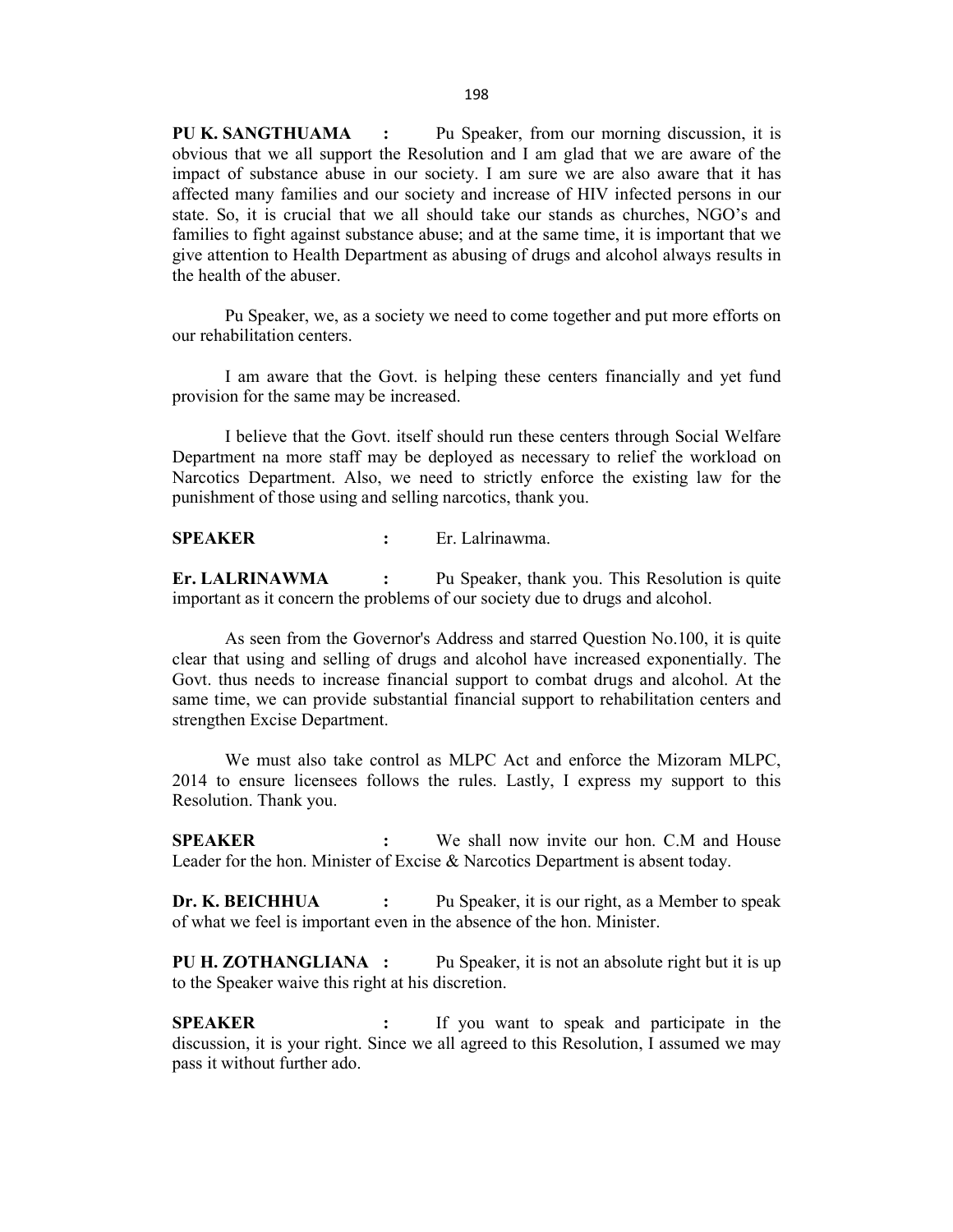**PU K. SANGTHUAMA :** Pu Speaker, from our morning discussion, it is obvious that we all support the Resolution and I am glad that we are aware of the impact of substance abuse in our society. I am sure we are also aware that it has affected many families and our society and increase of HIV infected persons in our state. So, it is crucial that we all should take our stands as churches, NGO's and families to fight against substance abuse; and at the same time, it is important that we give attention to Health Department as abusing of drugs and alcohol always results in the health of the abuser.

Pu Speaker, we, as a society we need to come together and put more efforts on our rehabilitation centers.

I am aware that the Govt. is helping these centers financially and yet fund provision for the same may be increased.

I believe that the Govt. itself should run these centers through Social Welfare Department na more staff may be deployed as necessary to relief the workload on Narcotics Department. Also, we need to strictly enforce the existing law for the punishment of those using and selling narcotics, thank you.

**SPEAKER :** Er. Lalrinawma.

**Er. LALRINAWMA :** Pu Speaker, thank you. This Resolution is quite important as it concern the problems of our society due to drugs and alcohol.

As seen from the Governor's Address and starred Question No.100, it is quite clear that using and selling of drugs and alcohol have increased exponentially. The Govt. thus needs to increase financial support to combat drugs and alcohol. At the same time, we can provide substantial financial support to rehabilitation centers and strengthen Excise Department.

We must also take control as MLPC Act and enforce the Mizoram MLPC, 2014 to ensure licensees follows the rules. Lastly, I express my support to this Resolution. Thank you.

**SPEAKER :** We shall now invite our hon. C.M and House Leader for the hon. Minister of Excise & Narcotics Department is absent today.

**Dr. K. BEICHHUA :** Pu Speaker, it is our right, as a Member to speak of what we feel is important even in the absence of the hon. Minister.

**PU H. ZOTHANGLIANA :** Pu Speaker, it is not an absolute right but it is up to the Speaker waive this right at his discretion.

**SPEAKER :** If you want to speak and participate in the discussion, it is your right. Since we all agreed to this Resolution, I assumed we may pass it without further ado.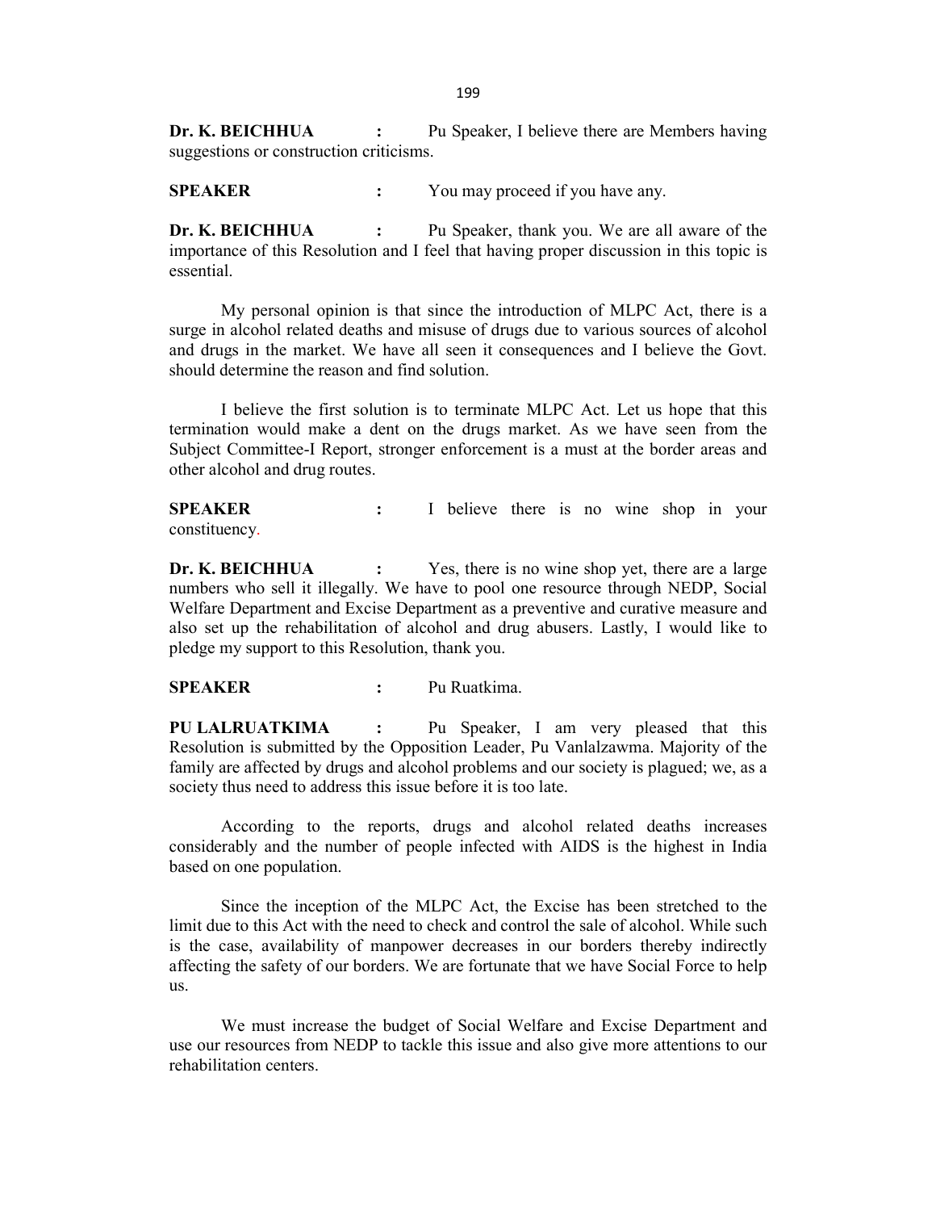**Dr. K. BEICHHUA** : Pu Speaker, I believe there are Members having suggestions or construction criticisms.

**SPEAKER** : You may proceed if you have any.

**Dr. K. BEICHHUA** : Pu Speaker, thank you. We are all aware of the importance of this Resolution and I feel that having proper discussion in this topic is essential.

My personal opinion is that since the introduction of MLPC Act, there is a surge in alcohol related deaths and misuse of drugs due to various sources of alcohol and drugs in the market. We have all seen it consequences and I believe the Govt. should determine the reason and find solution.

I believe the first solution is to terminate MLPC Act. Let us hope that this termination would make a dent on the drugs market. As we have seen from the Subject Committee-I Report, stronger enforcement is a must at the border areas and other alcohol and drug routes.

**SPEAKER** : I believe there is no wine shop in your constituency.

**Dr. K. BEICHHUA** : Yes, there is no wine shop yet, there are a large numbers who sell it illegally. We have to pool one resource through NEDP, Social Welfare Department and Excise Department as a preventive and curative measure and also set up the rehabilitation of alcohol and drug abusers. Lastly, I would like to pledge my support to this Resolution, thank you.

**SPEAKER** : Pu Ruatkima.

**PU LALRUATKIMA** : Pu Speaker, I am very pleased that this Resolution is submitted by the Opposition Leader, Pu Vanlalzawma. Majority of the family are affected by drugs and alcohol problems and our society is plagued; we, as a society thus need to address this issue before it is too late.

According to the reports, drugs and alcohol related deaths increases considerably and the number of people infected with AIDS is the highest in India based on one population.

Since the inception of the MLPC Act, the Excise has been stretched to the limit due to this Act with the need to check and control the sale of alcohol. While such is the case, availability of manpower decreases in our borders thereby indirectly affecting the safety of our borders. We are fortunate that we have Social Force to help us.

We must increase the budget of Social Welfare and Excise Department and use our resources from NEDP to tackle this issue and also give more attentions to our rehabilitation centers.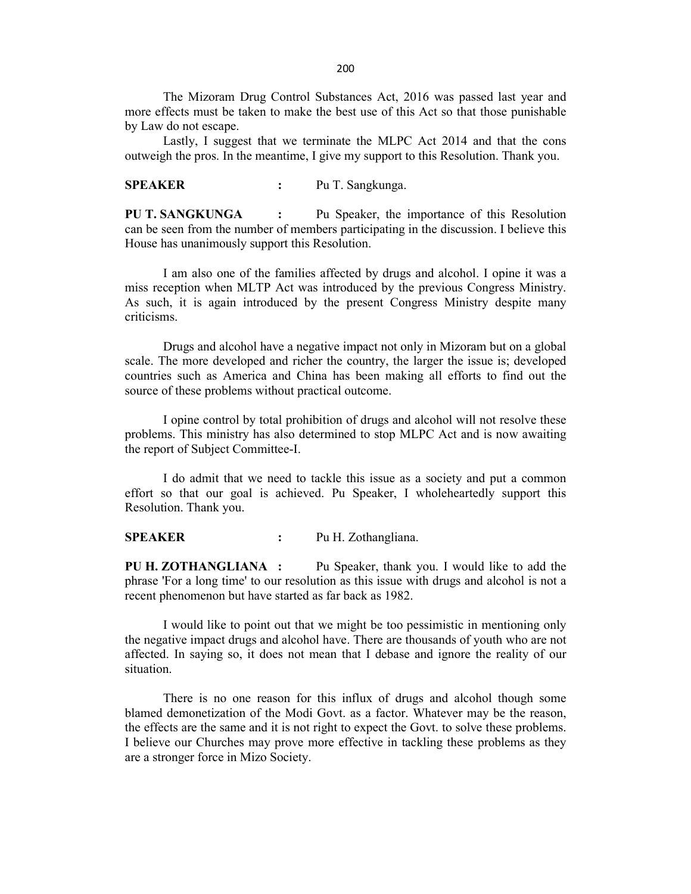The Mizoram Drug Control Substances Act, 2016 was passed last year and more effects must be taken to make the best use of this Act so that those punishable by Law do not escape.

Lastly, I suggest that we terminate the MLPC Act 2014 and that the cons outweigh the pros. In the meantime, I give my support to this Resolution. Thank you.

**SPEAKER** : Pu T. Sangkunga.

**PU T. SANGKUNGA** : Pu Speaker, the importance of this Resolution can be seen from the number of members participating in the discussion. I believe this House has unanimously support this Resolution.

I am also one of the families affected by drugs and alcohol. I opine it was a miss reception when MLTP Act was introduced by the previous Congress Ministry. As such, it is again introduced by the present Congress Ministry despite many criticisms.

Drugs and alcohol have a negative impact not only in Mizoram but on a global scale. The more developed and richer the country, the larger the issue is; developed countries such as America and China has been making all efforts to find out the source of these problems without practical outcome.

I opine control by total prohibition of drugs and alcohol will not resolve these problems. This ministry has also determined to stop MLPC Act and is now awaiting the report of Subject Committee-I.

I do admit that we need to tackle this issue as a society and put a common effort so that our goal is achieved. Pu Speaker, I wholeheartedly support this Resolution. Thank you.

**SPEAKER** : Pu H. Zothangliana.

**PU H. ZOTHANGLIANA** : Pu Speaker, thank you. I would like to add the phrase 'For a long time' to our resolution as this issue with drugs and alcohol is not a recent phenomenon but have started as far back as 1982.

I would like to point out that we might be too pessimistic in mentioning only the negative impact drugs and alcohol have. There are thousands of youth who are not affected. In saying so, it does not mean that I debase and ignore the reality of our situation.

There is no one reason for this influx of drugs and alcohol though some blamed demonetization of the Modi Govt. as a factor. Whatever may be the reason, the effects are the same and it is not right to expect the Govt. to solve these problems. I believe our Churches may prove more effective in tackling these problems as they are a stronger force in Mizo Society.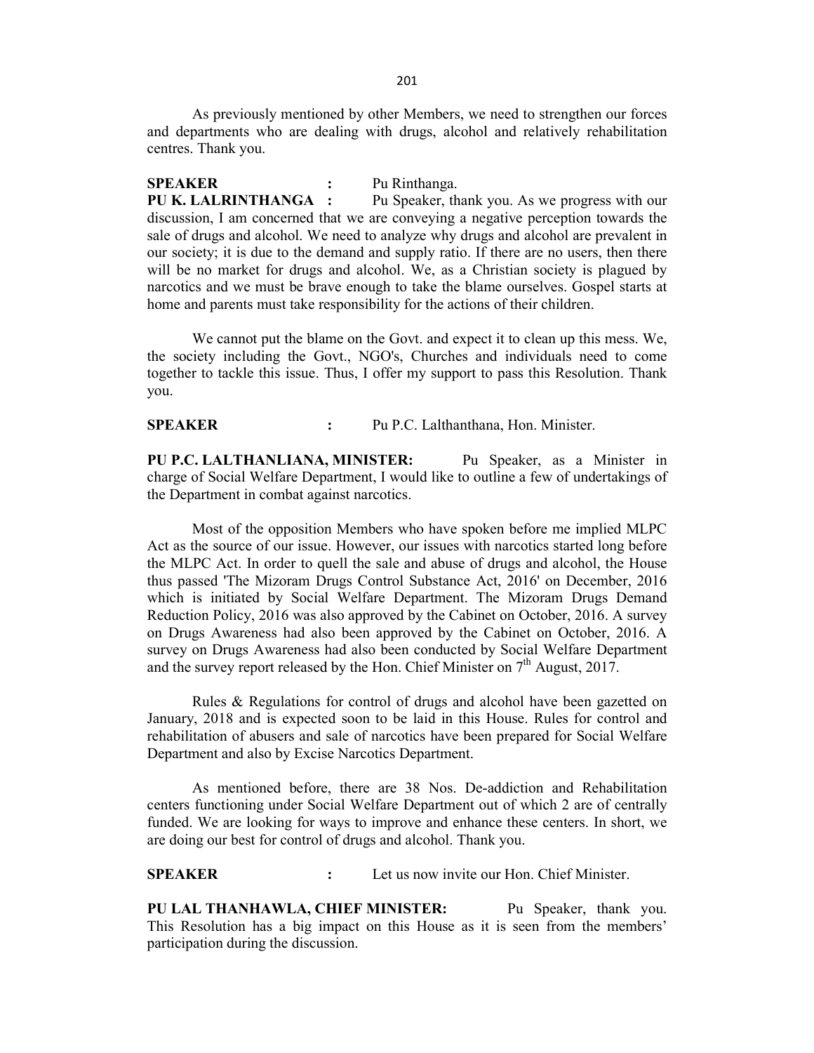As previously mentioned by other Members, we need to strengthen our forces and departments who are dealing with drugs, alcohol and relatively rehabilitation centres. Thank you.

**SPEAKER** : Pu Rinthanga.

**PU K. LALRINTHANGA** : Pu Speaker, thank you. As we progress with our discussion, I am concerned that we are conveying a negative perception towards the sale of drugs and alcohol. We need to analyze why drugs and alcohol are prevalent in our society; it is due to the demand and supply ratio. If there are no users, then there will be no market for drugs and alcohol. We, as a Christian society is plagued by narcotics and we must be brave enough to take the blame ourselves. Gospel starts at home and parents must take responsibility for the actions of their children.

We cannot put the blame on the Govt. and expect it to clean up this mess. We, the society including the Govt., NGO's, Churches and individuals need to come together to tackle this issue. Thus, I offer my support to pass this Resolution. Thank you.

**SPEAKER** : Pu P.C. Lalthanthana, Hon. Minister.

**PU P.C. LALTHANLIANA, MINISTER:** Pu Speaker, as a Minister in charge of Social Welfare Department, I would like to outline a few of undertakings of the Department in combat against narcotics.

Most of the opposition Members who have spoken before me implied MLPC Act as the source of our issue. However, our issues with narcotics started long before the MLPC Act. In order to quell the sale and abuse of drugs and alcohol, the House thus passed 'The Mizoram Drugs Control Substance Act, 2016' on December, 2016 which is initiated by Social Welfare Department. The Mizoram Drugs Demand Reduction Policy, 2016 was also approved by the Cabinet on October, 2016. A survey on Drugs Awareness had also been approved by the Cabinet on October, 2016. A survey on Drugs Awareness had also been conducted by Social Welfare Department and the survey report released by the Hon. Chief Minister on 7th August, 2017.

Rules & Regulations for control of drugs and alcohol have been gazetted on January, 2018 and is expected soon to be laid in this House. Rules for control and rehabilitation of abusers and sale of narcotics have been prepared for Social Welfare Department and also by Excise Narcotics Department.

As mentioned before, there are 38 Nos. De-addiction and Rehabilitation centers functioning under Social Welfare Department out of which 2 are of centrally funded. We are looking for ways to improve and enhance these centers. In short, we are doing our best for control of drugs and alcohol. Thank you.

**SPEAKER** : Let us now invite our Hon. Chief Minister.

**PU LAL THANHAWLA, CHIEF MINISTER:** Pu Speaker, thank you. This Resolution has a big impact on this House as it is seen from the members' participation during the discussion.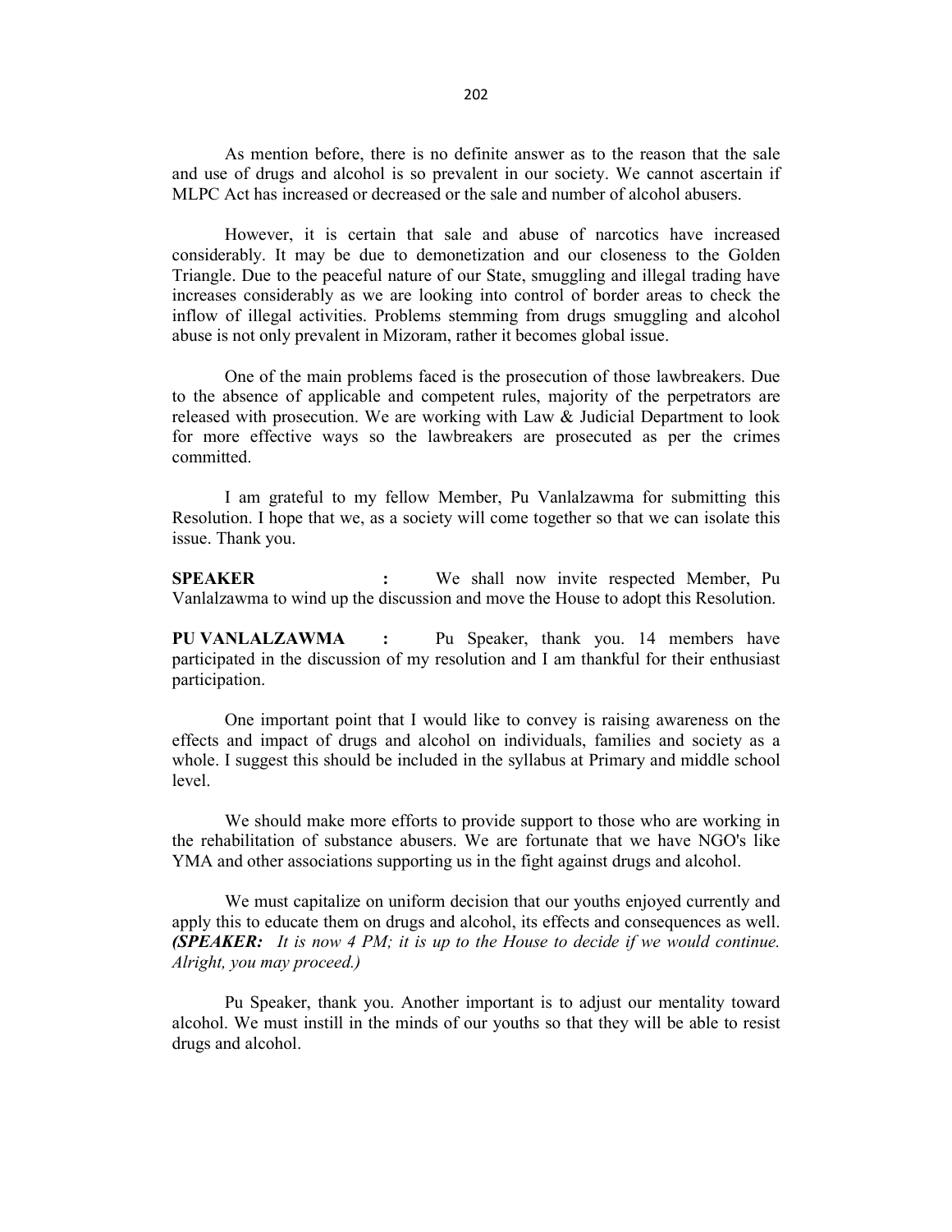As mention before, there is no definite answer as to the reason that the sale and use of drugs and alcohol is so prevalent in our society. We cannot ascertain if MLPC Act has increased or decreased or the sale and number of alcohol abusers.

However, it is certain that sale and abuse of narcotics have increased considerably. It may be due to demonetization and our closeness to the Golden Triangle. Due to the peaceful nature of our State, smuggling and illegal trading have increases considerably as we are looking into control of border areas to check the inflow of illegal activities. Problems stemming from drugs smuggling and alcohol abuse is not only prevalent in Mizoram, rather it becomes global issue.

One of the main problems faced is the prosecution of those lawbreakers. Due to the absence of applicable and competent rules, majority of the perpetrators are released with prosecution. We are working with Law & Judicial Department to look for more effective ways so the lawbreakers are prosecuted as per the crimes committed.

I am grateful to my fellow Member, Pu Vanlalzawma for submitting this Resolution. I hope that we, as a society will come together so that we can isolate this issue. Thank you.

**SPEAKER** **:** We shall now invite respected Member, Pu Vanlalzawma to wind up the discussion and move the House to adopt this Resolution.

**PU VANLALZAWMA** **:** Pu Speaker, thank you. 14 members have participated in the discussion of my resolution and I am thankful for their enthusiast participation.

One important point that I would like to convey is raising awareness on the effects and impact of drugs and alcohol on individuals, families and society as a whole. I suggest this should be included in the syllabus at Primary and middle school level.

We should make more efforts to provide support to those who are working in the rehabilitation of substance abusers. We are fortunate that we have NGO's like YMA and other associations supporting us in the fight against drugs and alcohol.

We must capitalize on uniform decision that our youths enjoyed currently and apply this to educate them on drugs and alcohol, its effects and consequences as well. ***(SPEAKER:*** *It is now 4 PM; it is up to the House to decide if we would continue. Alright, you may proceed.)*

Pu Speaker, thank you. Another important is to adjust our mentality toward alcohol. We must instill in the minds of our youths so that they will be able to resist drugs and alcohol.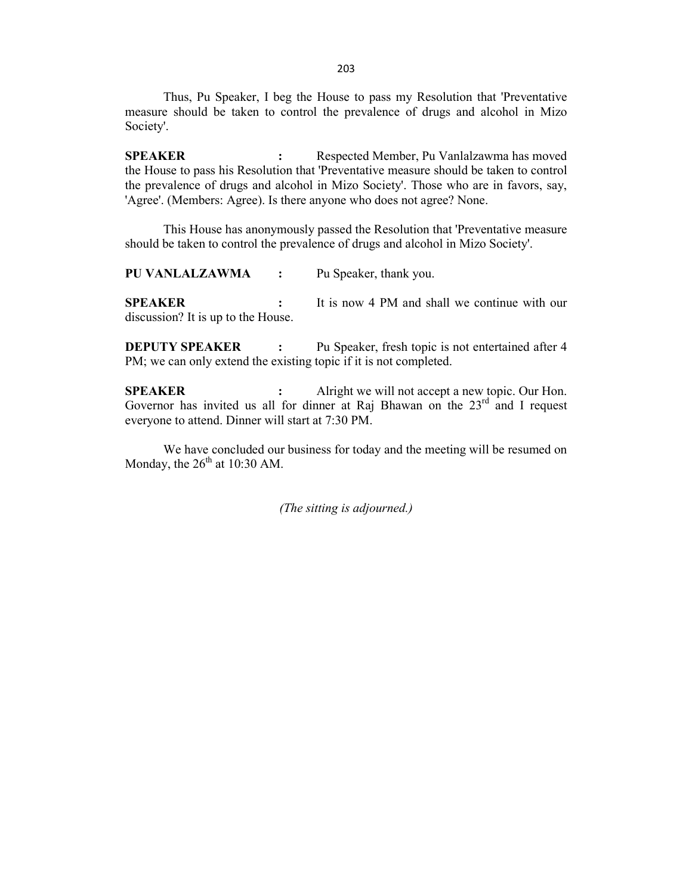Thus, Pu Speaker, I beg the House to pass my Resolution that 'Preventative measure should be taken to control the prevalence of drugs and alcohol in Mizo Society'.

**SPEAKER** **:** Respected Member, Pu Vanlalzawma has moved the House to pass his Resolution that 'Preventative measure should be taken to control the prevalence of drugs and alcohol in Mizo Society'. Those who are in favors, say, 'Agree'. (Members: Agree). Is there anyone who does not agree? None.

This House has anonymously passed the Resolution that 'Preventative measure should be taken to control the prevalence of drugs and alcohol in Mizo Society'.

**PU VANLALZAWMA** **:** Pu Speaker, thank you.

**SPEAKER** **:** It is now 4 PM and shall we continue with our discussion? It is up to the House.

**DEPUTY SPEAKER** **:** Pu Speaker, fresh topic is not entertained after 4 PM; we can only extend the existing topic if it is not completed.

**SPEAKER** **:** Alright we will not accept a new topic. Our Hon. Governor has invited us all for dinner at Raj Bhawan on the 23rd and I request everyone to attend. Dinner will start at 7:30 PM.

We have concluded our business for today and the meeting will be resumed on Monday, the 26th at 10:30 AM.

*(The sitting is adjourned.)*